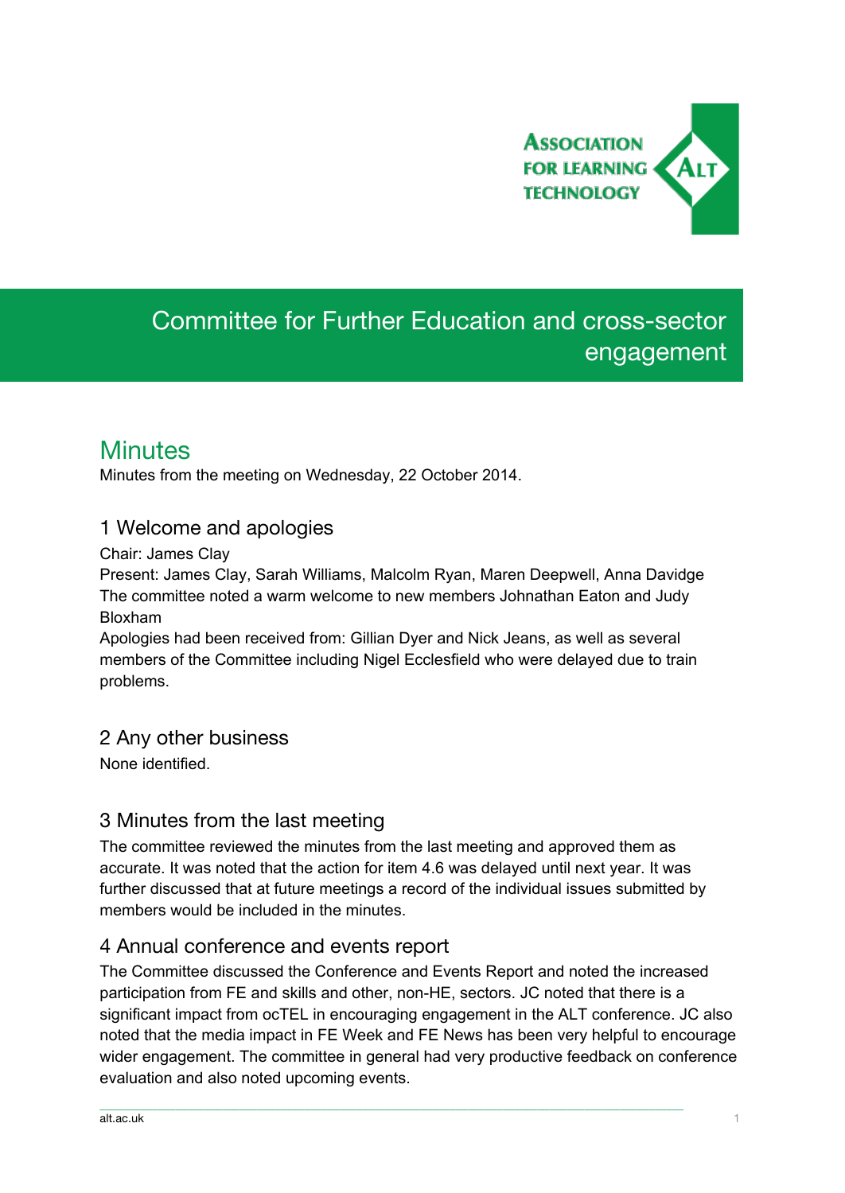Association for Learning Technology

# Committee for Further Education and cross-sector engagement

## Minutes

Minutes from the meeting on Wednesday, 22 October 2014.

### 1 Welcome and apologies

Chair: James Clay

Present: James Clay, Sarah Williams, Malcolm Ryan, Maren Deepwell, Anna Davidge

The committee noted a warm welcome to new members Johnathan Eaton and Judy Bloxham

Apologies had been received from: Gillian Dyer and Nick Jeans, as well as several members of the Committee including Nigel Ecclesfield who were delayed due to train problems.

### 2 Any other business

None identified.

### 3 Minutes from the last meeting

The committee reviewed the minutes from the last meeting and approved them as accurate. It was noted that the action for item 4.6 was delayed until next year. It was further discussed that at future meetings a record of the individual issues submitted by members would be included in the minutes.

### 4 Annual conference and events report

The Committee discussed the Conference and Events Report and noted the increased participation from FE and skills and other, non-HE, sectors. JC noted that there is a significant impact from ocTEL in encouraging engagement in the ALT conference. JC also noted that the media impact in FE Week and FE News has been very helpful to encourage wider engagement. The committee in general had very productive feedback on conference evaluation and also noted upcoming events.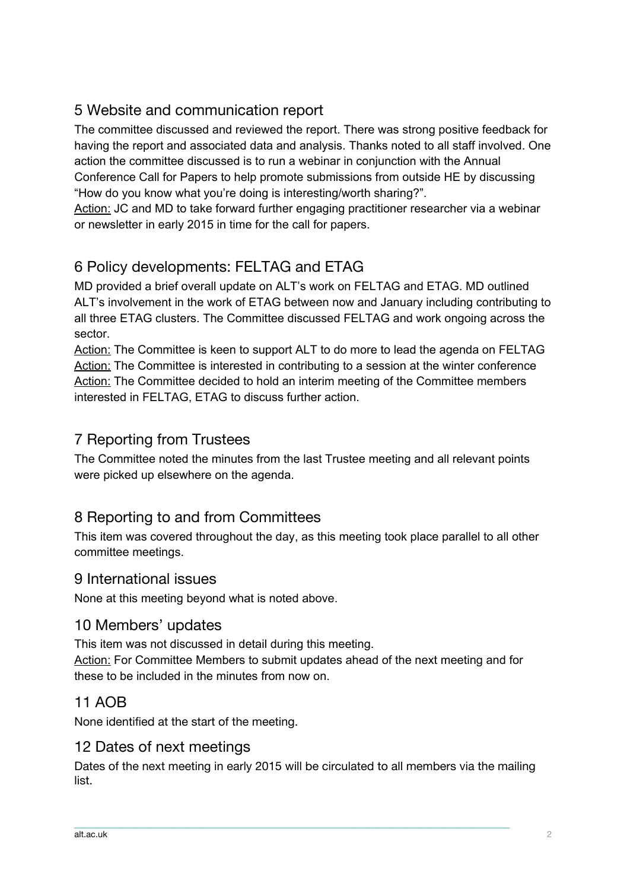## 5 Website and communication report

The committee discussed and reviewed the report. There was strong positive feedback for having the report and associated data and analysis. Thanks noted to all staff involved. One action the committee discussed is to run a webinar in conjunction with the Annual Conference Call for Papers to help promote submissions from outside HE by discussing "How do you know what you're doing is interesting/worth sharing?".

Action: JC and MD to take forward further engaging practitioner researcher via a webinar or newsletter in early 2015 in time for the call for papers.

## 6 Policy developments: FELTAG and ETAG

MD provided a brief overall update on ALT's work on FELTAG and ETAG. MD outlined ALT's involvement in the work of ETAG between now and January including contributing to all three ETAG clusters. The Committee discussed FELTAG and work ongoing across the sector.

Action: The Committee is keen to support ALT to do more to lead the agenda on FELTAG
Action: The Committee is interested in contributing to a session at the winter conference
Action: The Committee decided to hold an interim meeting of the Committee members interested in FELTAG, ETAG to discuss further action.

## 7 Reporting from Trustees

The Committee noted the minutes from the last Trustee meeting and all relevant points were picked up elsewhere on the agenda.

## 8 Reporting to and from Committees

This item was covered throughout the day, as this meeting took place parallel to all other committee meetings.

## 9 International issues

None at this meeting beyond what is noted above.

## 10 Members' updates

This item was not discussed in detail during this meeting.

Action: For Committee Members to submit updates ahead of the next meeting and for these to be included in the minutes from now on.

## 11 AOB

None identified at the start of the meeting.

## 12 Dates of next meetings

Dates of the next meeting in early 2015 will be circulated to all members via the mailing list.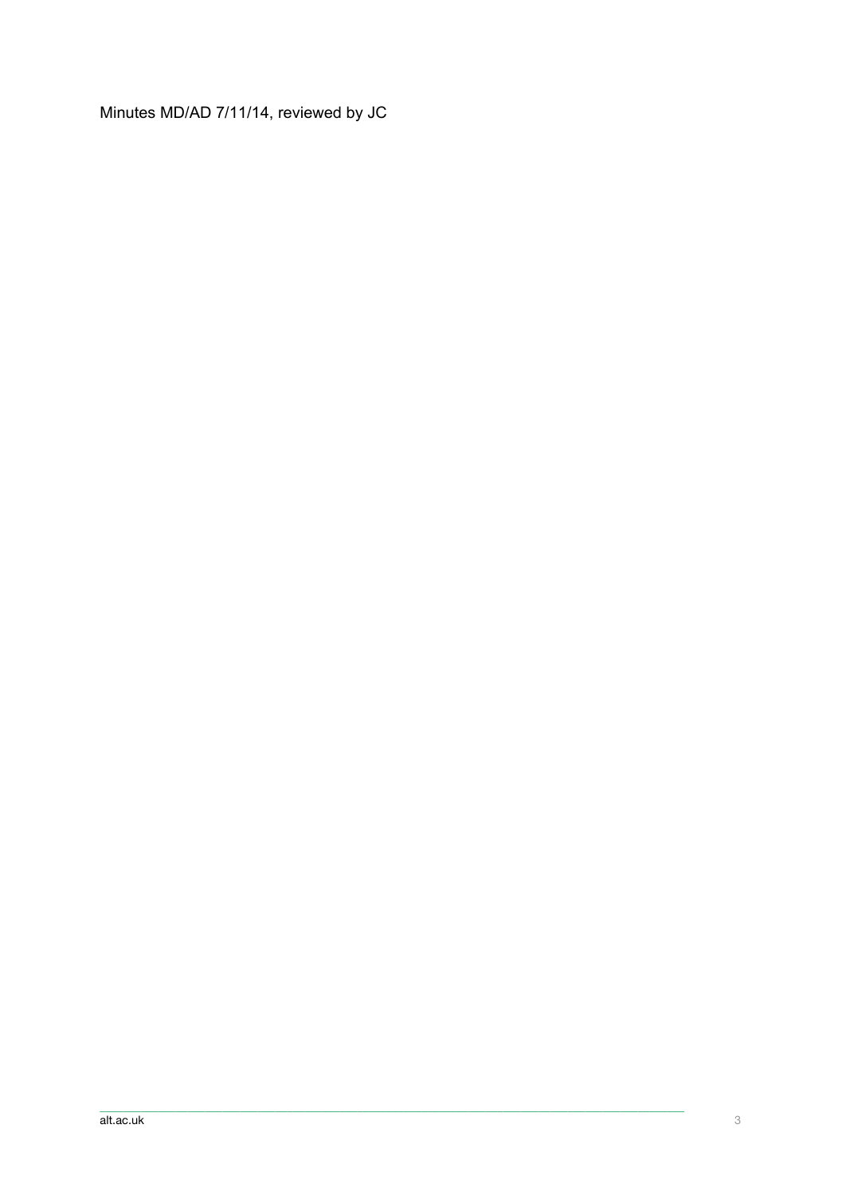Minutes MD/AD 7/11/14, reviewed by JC